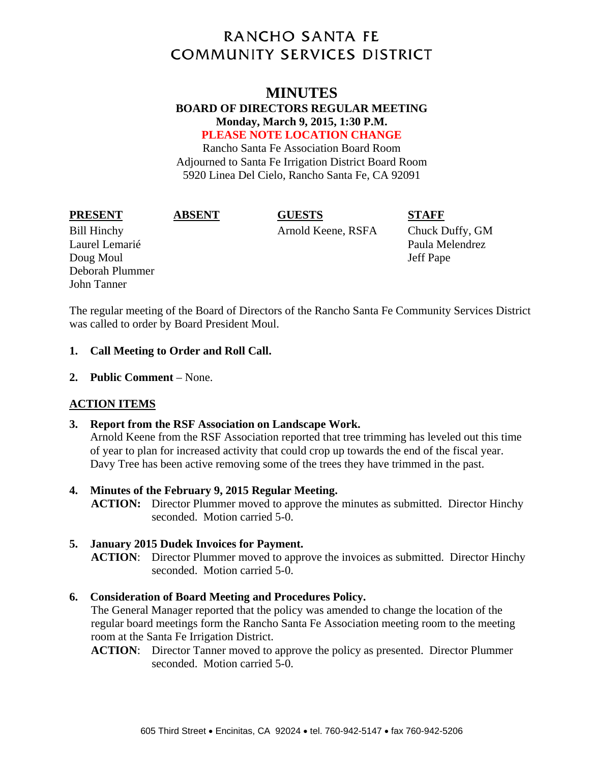# RANCHO SANTA FE COMMUNITY SERVICES DISTRICT

## MINUTES

**BOARD OF DIRECTORS REGULAR MEETING**
**Monday, March 9, 2015, 1:30 P.M.**
**PLEASE NOTE LOCATION CHANGE**

Rancho Santa Fe Association Board Room
Adjourned to Santa Fe Irrigation District Board Room
5920 Linea Del Cielo, Rancho Santa Fe, CA 92091

| PRESENT | ABSENT | GUESTS | STAFF |
|---|---|---|---|
| Bill Hinchy | | Arnold Keene, RSFA | Chuck Duffy, GM |
| Laurel Lemarié | | | Paula Melendrez |
| Doug Moul | | | Jeff Pape |
| Deborah Plummer | | | |
| John Tanner | | | |

The regular meeting of the Board of Directors of the Rancho Santa Fe Community Services District was called to order by Board President Moul.

1. **Call Meeting to Order and Roll Call.**

2. **Public Comment** – None.

## ACTION ITEMS

3. **Report from the RSF Association on Landscape Work.**
   Arnold Keene from the RSF Association reported that tree trimming has leveled out this time of year to plan for increased activity that could crop up towards the end of the fiscal year. Davy Tree has been active removing some of the trees they have trimmed in the past.

4. **Minutes of the February 9, 2015 Regular Meeting.**
   **ACTION:** Director Plummer moved to approve the minutes as submitted. Director Hinchy seconded. Motion carried 5-0.

5. **January 2015 Dudek Invoices for Payment.**
   **ACTION**: Director Plummer moved to approve the invoices as submitted. Director Hinchy seconded. Motion carried 5-0.

6. **Consideration of Board Meeting and Procedures Policy.**
   The General Manager reported that the policy was amended to change the location of the regular board meetings form the Rancho Santa Fe Association meeting room to the meeting room at the Santa Fe Irrigation District.
   **ACTION**: Director Tanner moved to approve the policy as presented. Director Plummer seconded. Motion carried 5-0.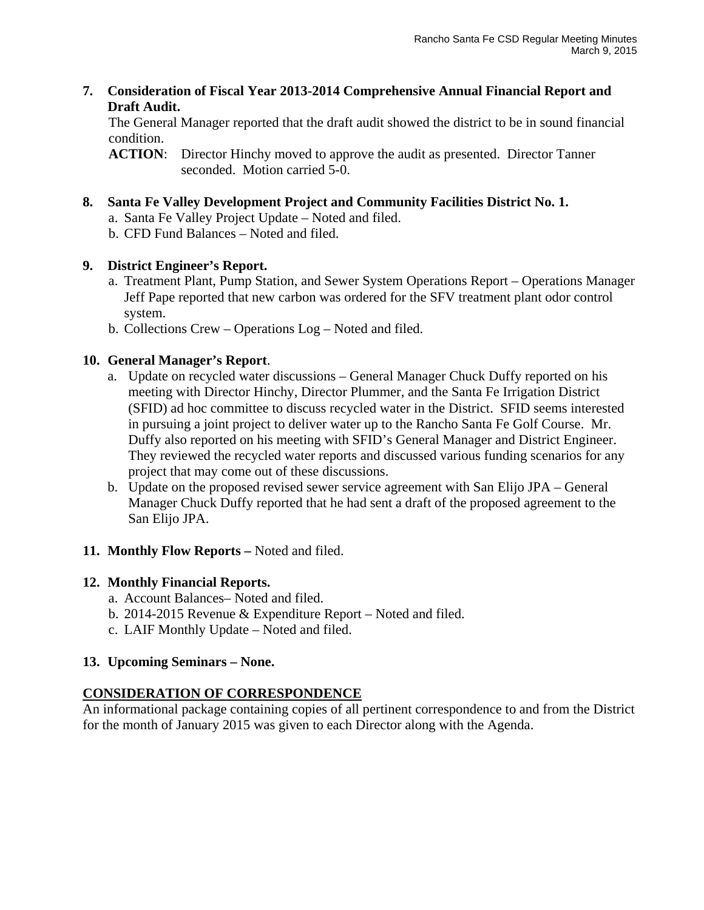**7. Consideration of Fiscal Year 2013-2014 Comprehensive Annual Financial Report and Draft Audit.**

The General Manager reported that the draft audit showed the district to be in sound financial condition.

**ACTION**: Director Hinchy moved to approve the audit as presented. Director Tanner seconded. Motion carried 5-0.

**8. Santa Fe Valley Development Project and Community Facilities District No. 1.**

a. Santa Fe Valley Project Update – Noted and filed.
b. CFD Fund Balances – Noted and filed.

**9. District Engineer's Report.**

a. Treatment Plant, Pump Station, and Sewer System Operations Report – Operations Manager Jeff Pape reported that new carbon was ordered for the SFV treatment plant odor control system.
b. Collections Crew – Operations Log – Noted and filed.

**10. General Manager's Report**.

a. Update on recycled water discussions – General Manager Chuck Duffy reported on his meeting with Director Hinchy, Director Plummer, and the Santa Fe Irrigation District (SFID) ad hoc committee to discuss recycled water in the District. SFID seems interested in pursuing a joint project to deliver water up to the Rancho Santa Fe Golf Course. Mr. Duffy also reported on his meeting with SFID's General Manager and District Engineer. They reviewed the recycled water reports and discussed various funding scenarios for any project that may come out of these discussions.
b. Update on the proposed revised sewer service agreement with San Elijo JPA – General Manager Chuck Duffy reported that he had sent a draft of the proposed agreement to the San Elijo JPA.

**11. Monthly Flow Reports –** Noted and filed.

**12. Monthly Financial Reports.**

a. Account Balances– Noted and filed.
b. 2014-2015 Revenue & Expenditure Report – Noted and filed.
c. LAIF Monthly Update – Noted and filed.

**13. Upcoming Seminars – None.**

**CONSIDERATION OF CORRESPONDENCE**

An informational package containing copies of all pertinent correspondence to and from the District for the month of January 2015 was given to each Director along with the Agenda.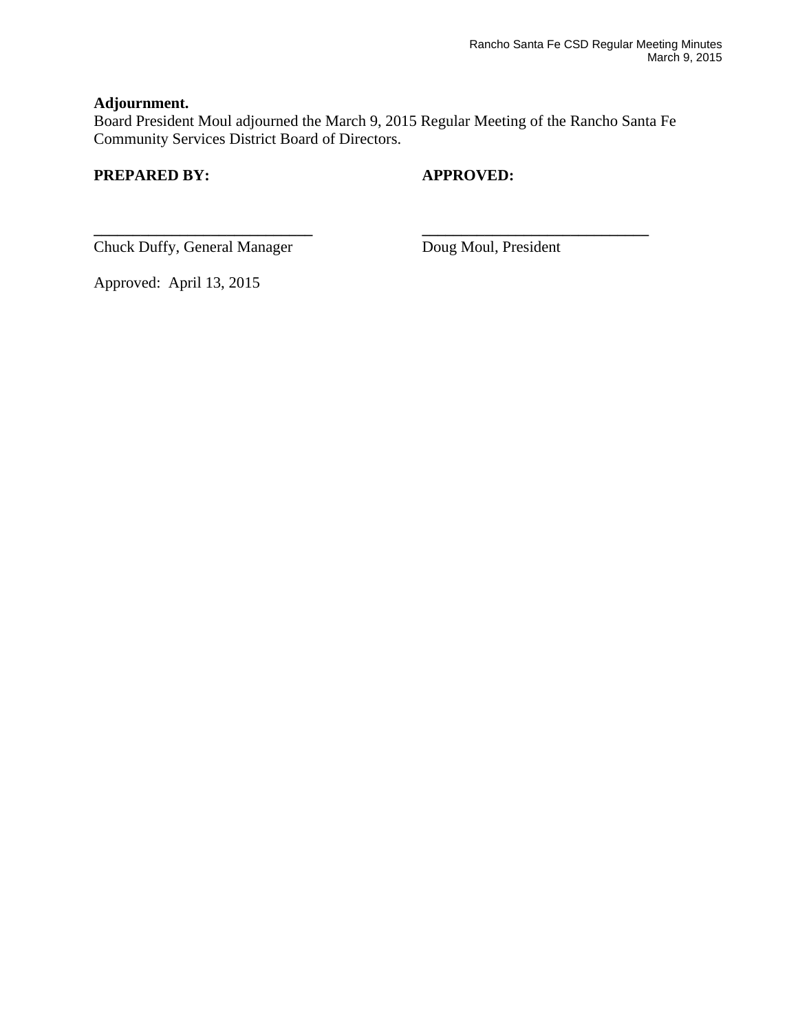**Adjournment.**
Board President Moul adjourned the March 9, 2015 Regular Meeting of the Rancho Santa Fe Community Services District Board of Directors.

| | |
|---|---|
| **PREPARED BY:** | **APPROVED:** |
| ____________________________ | _____________________________ |
| Chuck Duffy, General Manager | Doug Moul, President |

Approved: April 13, 2015